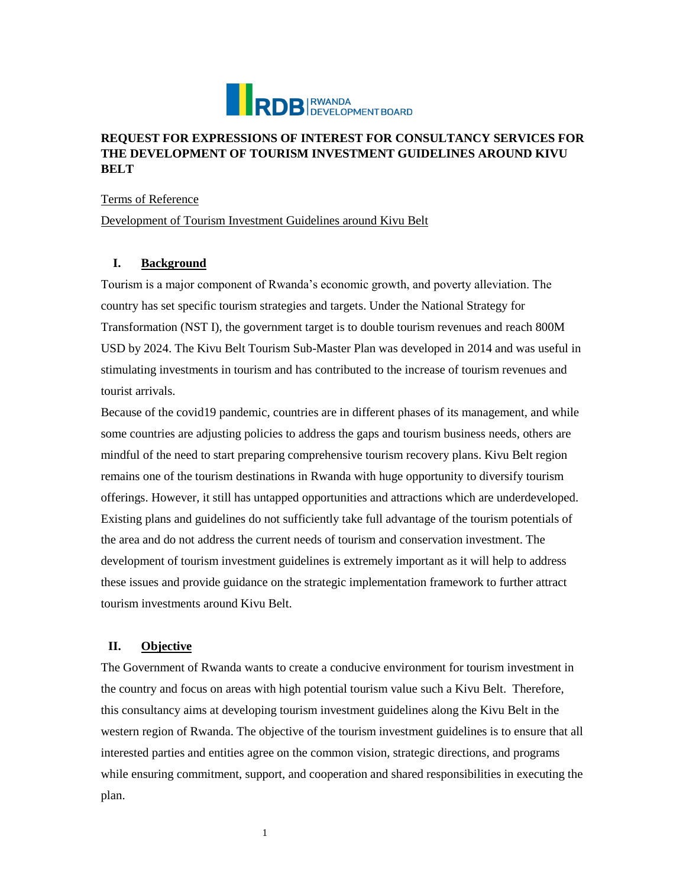RWANDA DEVELOPMENT BOARD

# REQUEST FOR EXPRESSIONS OF INTEREST FOR CONSULTANCY SERVICES FOR THE DEVELOPMENT OF TOURISM INVESTMENT GUIDELINES AROUND KIVU BELT

Terms of Reference

Development of Tourism Investment Guidelines around Kivu Belt

## I. Background

Tourism is a major component of Rwanda's economic growth, and poverty alleviation. The country has set specific tourism strategies and targets. Under the National Strategy for Transformation (NST I), the government target is to double tourism revenues and reach 800M USD by 2024. The Kivu Belt Tourism Sub-Master Plan was developed in 2014 and was useful in stimulating investments in tourism and has contributed to the increase of tourism revenues and tourist arrivals.

Because of the covid19 pandemic, countries are in different phases of its management, and while some countries are adjusting policies to address the gaps and tourism business needs, others are mindful of the need to start preparing comprehensive tourism recovery plans. Kivu Belt region remains one of the tourism destinations in Rwanda with huge opportunity to diversify tourism offerings. However, it still has untapped opportunities and attractions which are underdeveloped. Existing plans and guidelines do not sufficiently take full advantage of the tourism potentials of the area and do not address the current needs of tourism and conservation investment. The development of tourism investment guidelines is extremely important as it will help to address these issues and provide guidance on the strategic implementation framework to further attract tourism investments around Kivu Belt.

## II. Objective

The Government of Rwanda wants to create a conducive environment for tourism investment in the country and focus on areas with high potential tourism value such a Kivu Belt. Therefore, this consultancy aims at developing tourism investment guidelines along the Kivu Belt in the western region of Rwanda. The objective of the tourism investment guidelines is to ensure that all interested parties and entities agree on the common vision, strategic directions, and programs while ensuring commitment, support, and cooperation and shared responsibilities in executing the plan.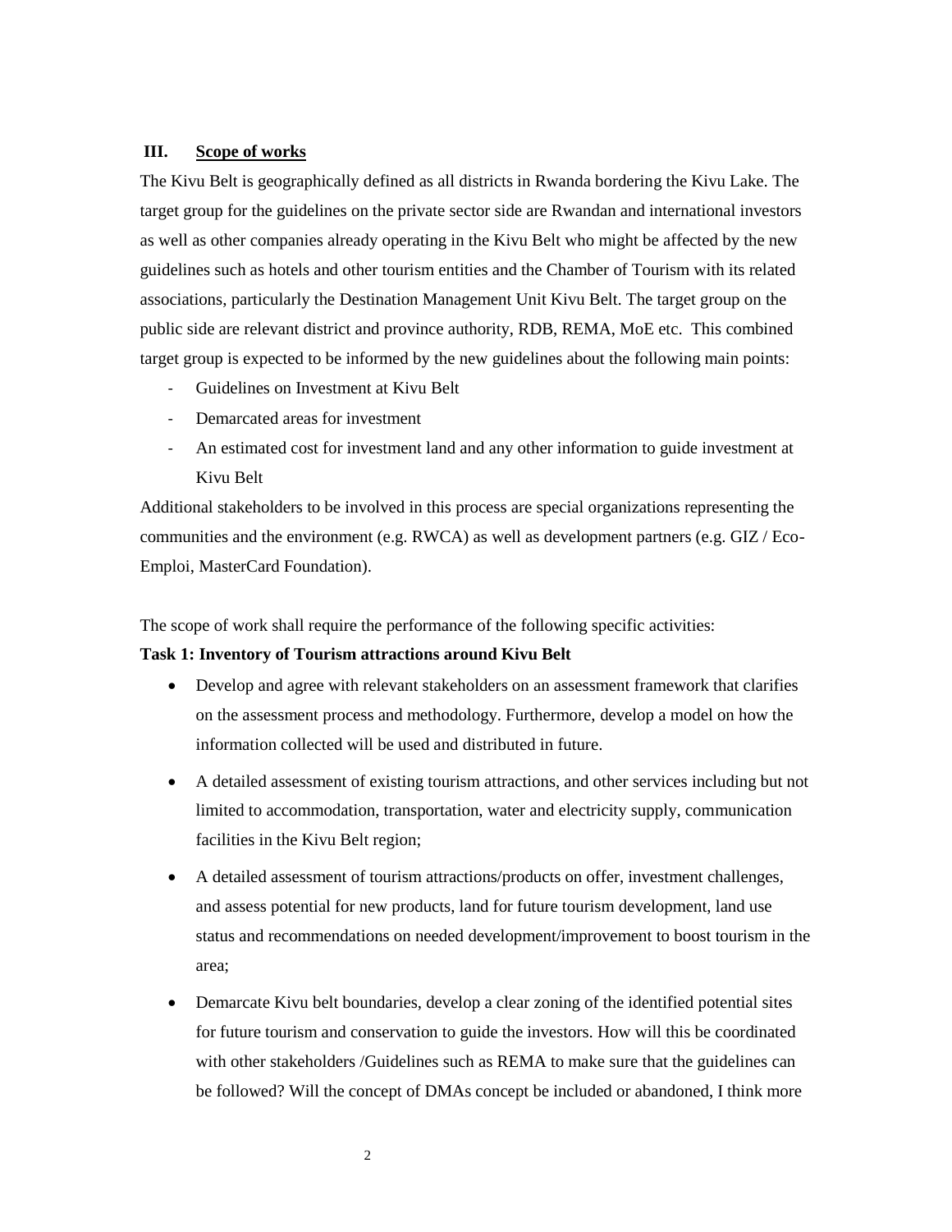## III. Scope of works

The Kivu Belt is geographically defined as all districts in Rwanda bordering the Kivu Lake. The target group for the guidelines on the private sector side are Rwandan and international investors as well as other companies already operating in the Kivu Belt who might be affected by the new guidelines such as hotels and other tourism entities and the Chamber of Tourism with its related associations, particularly the Destination Management Unit Kivu Belt. The target group on the public side are relevant district and province authority, RDB, REMA, MoE etc. This combined target group is expected to be informed by the new guidelines about the following main points:

- Guidelines on Investment at Kivu Belt
- Demarcated areas for investment
- An estimated cost for investment land and any other information to guide investment at Kivu Belt

Additional stakeholders to be involved in this process are special organizations representing the communities and the environment (e.g. RWCA) as well as development partners (e.g. GIZ / Eco-Emploi, MasterCard Foundation).

The scope of work shall require the performance of the following specific activities:

**Task 1: Inventory of Tourism attractions around Kivu Belt**

- Develop and agree with relevant stakeholders on an assessment framework that clarifies on the assessment process and methodology. Furthermore, develop a model on how the information collected will be used and distributed in future.
- A detailed assessment of existing tourism attractions, and other services including but not limited to accommodation, transportation, water and electricity supply, communication facilities in the Kivu Belt region;
- A detailed assessment of tourism attractions/products on offer, investment challenges, and assess potential for new products, land for future tourism development, land use status and recommendations on needed development/improvement to boost tourism in the area;
- Demarcate Kivu belt boundaries, develop a clear zoning of the identified potential sites for future tourism and conservation to guide the investors. How will this be coordinated with other stakeholders /Guidelines such as REMA to make sure that the guidelines can be followed? Will the concept of DMAs concept be included or abandoned, I think more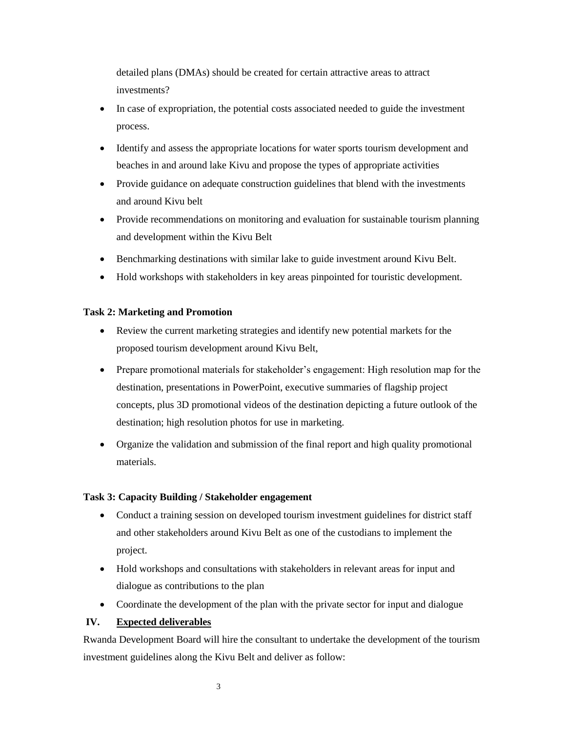detailed plans (DMAs) should be created for certain attractive areas to attract investments?

- In case of expropriation, the potential costs associated needed to guide the investment process.
- Identify and assess the appropriate locations for water sports tourism development and beaches in and around lake Kivu and propose the types of appropriate activities
- Provide guidance on adequate construction guidelines that blend with the investments and around Kivu belt
- Provide recommendations on monitoring and evaluation for sustainable tourism planning and development within the Kivu Belt
- Benchmarking destinations with similar lake to guide investment around Kivu Belt.
- Hold workshops with stakeholders in key areas pinpointed for touristic development.

**Task 2: Marketing and Promotion**

- Review the current marketing strategies and identify new potential markets for the proposed tourism development around Kivu Belt,
- Prepare promotional materials for stakeholder's engagement: High resolution map for the destination, presentations in PowerPoint, executive summaries of flagship project concepts, plus 3D promotional videos of the destination depicting a future outlook of the destination; high resolution photos for use in marketing.
- Organize the validation and submission of the final report and high quality promotional materials.

**Task 3: Capacity Building / Stakeholder engagement**

- Conduct a training session on developed tourism investment guidelines for district staff and other stakeholders around Kivu Belt as one of the custodians to implement the project.
- Hold workshops and consultations with stakeholders in relevant areas for input and dialogue as contributions to the plan
- Coordinate the development of the plan with the private sector for input and dialogue

## IV. Expected deliverables

Rwanda Development Board will hire the consultant to undertake the development of the tourism investment guidelines along the Kivu Belt and deliver as follow: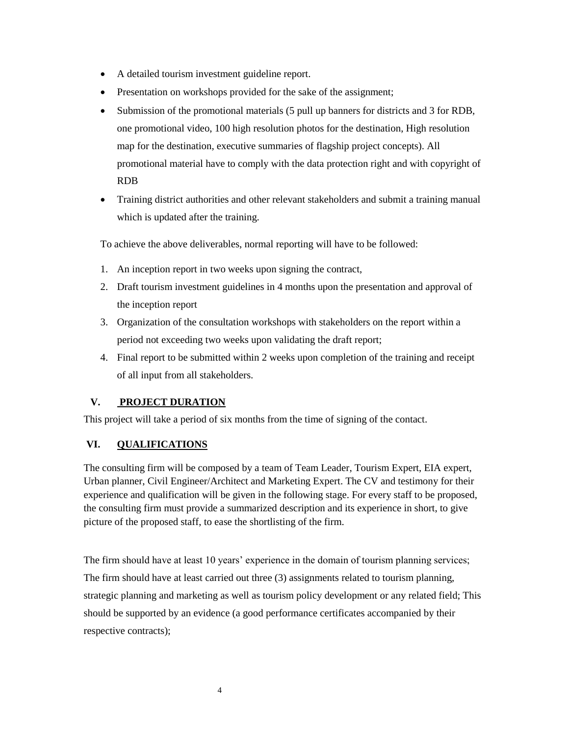- A detailed tourism investment guideline report.
- Presentation on workshops provided for the sake of the assignment;
- Submission of the promotional materials (5 pull up banners for districts and 3 for RDB, one promotional video, 100 high resolution photos for the destination, High resolution map for the destination, executive summaries of flagship project concepts). All promotional material have to comply with the data protection right and with copyright of RDB
- Training district authorities and other relevant stakeholders and submit a training manual which is updated after the training.

To achieve the above deliverables, normal reporting will have to be followed:

1. An inception report in two weeks upon signing the contract,
2. Draft tourism investment guidelines in 4 months upon the presentation and approval of the inception report
3. Organization of the consultation workshops with stakeholders on the report within a period not exceeding two weeks upon validating the draft report;
4. Final report to be submitted within 2 weeks upon completion of the training and receipt of all input from all stakeholders.

## V. PROJECT DURATION

This project will take a period of six months from the time of signing of the contact.

## VI. QUALIFICATIONS

The consulting firm will be composed by a team of Team Leader, Tourism Expert, EIA expert, Urban planner, Civil Engineer/Architect and Marketing Expert. The CV and testimony for their experience and qualification will be given in the following stage. For every staff to be proposed, the consulting firm must provide a summarized description and its experience in short, to give picture of the proposed staff, to ease the shortlisting of the firm.

The firm should have at least 10 years' experience in the domain of tourism planning services; The firm should have at least carried out three (3) assignments related to tourism planning, strategic planning and marketing as well as tourism policy development or any related field; This should be supported by an evidence (a good performance certificates accompanied by their respective contracts);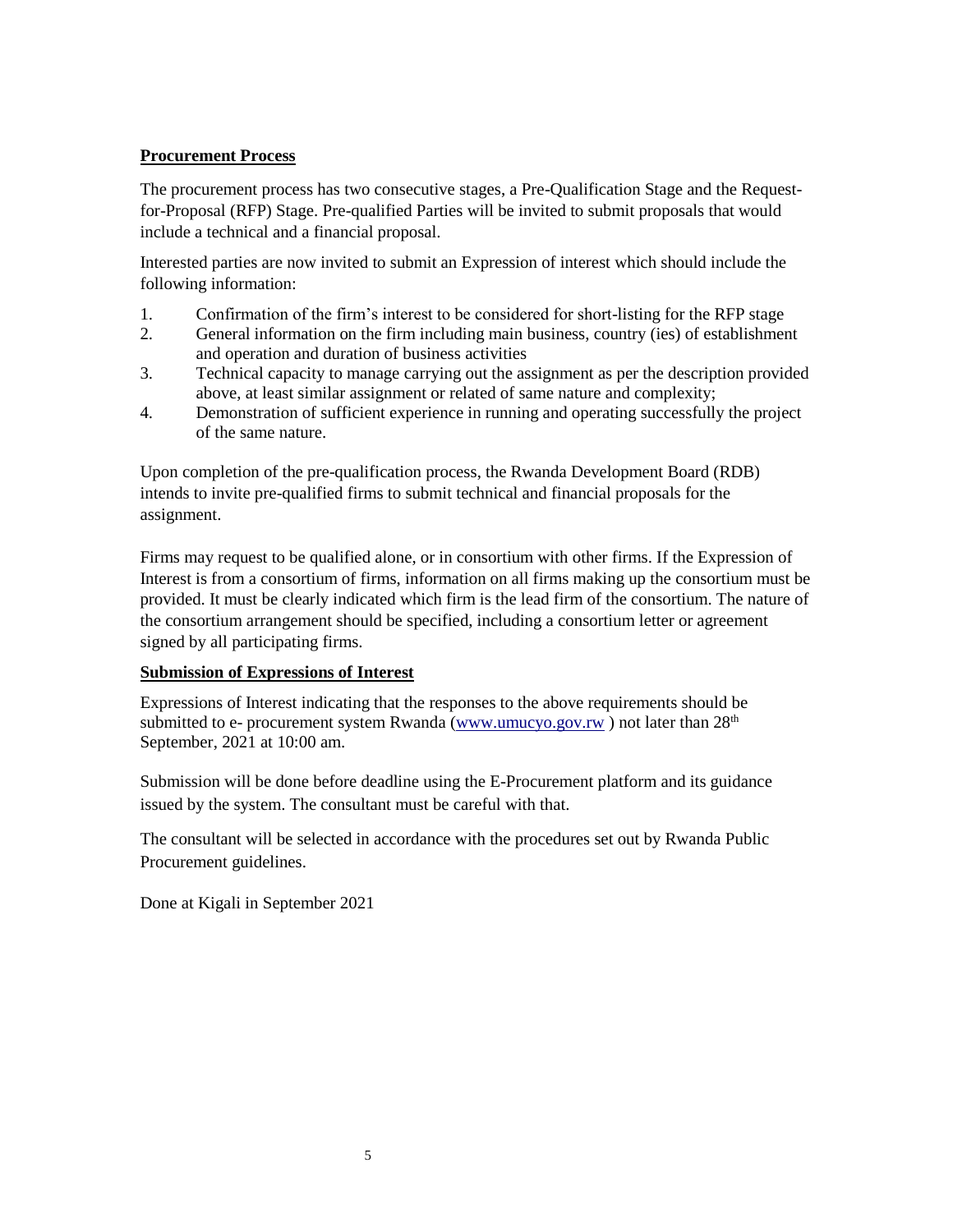**Procurement Process**

The procurement process has two consecutive stages, a Pre-Qualification Stage and the Request-for-Proposal (RFP) Stage. Pre-qualified Parties will be invited to submit proposals that would include a technical and a financial proposal.

Interested parties are now invited to submit an Expression of interest which should include the following information:

1. Confirmation of the firm's interest to be considered for short-listing for the RFP stage
2. General information on the firm including main business, country (ies) of establishment and operation and duration of business activities
3. Technical capacity to manage carrying out the assignment as per the description provided above, at least similar assignment or related of same nature and complexity;
4. Demonstration of sufficient experience in running and operating successfully the project of the same nature.

Upon completion of the pre-qualification process, the Rwanda Development Board (RDB) intends to invite pre-qualified firms to submit technical and financial proposals for the assignment.

Firms may request to be qualified alone, or in consortium with other firms. If the Expression of Interest is from a consortium of firms, information on all firms making up the consortium must be provided. It must be clearly indicated which firm is the lead firm of the consortium. The nature of the consortium arrangement should be specified, including a consortium letter or agreement signed by all participating firms.

**Submission of Expressions of Interest**

Expressions of Interest indicating that the responses to the above requirements should be submitted to e- procurement system Rwanda ([www.umucyo.gov.rw](www.umucyo.gov.rw) ) not later than 28th September, 2021 at 10:00 am.

Submission will be done before deadline using the E-Procurement platform and its guidance issued by the system. The consultant must be careful with that.

The consultant will be selected in accordance with the procedures set out by Rwanda Public Procurement guidelines.

Done at Kigali in September 2021